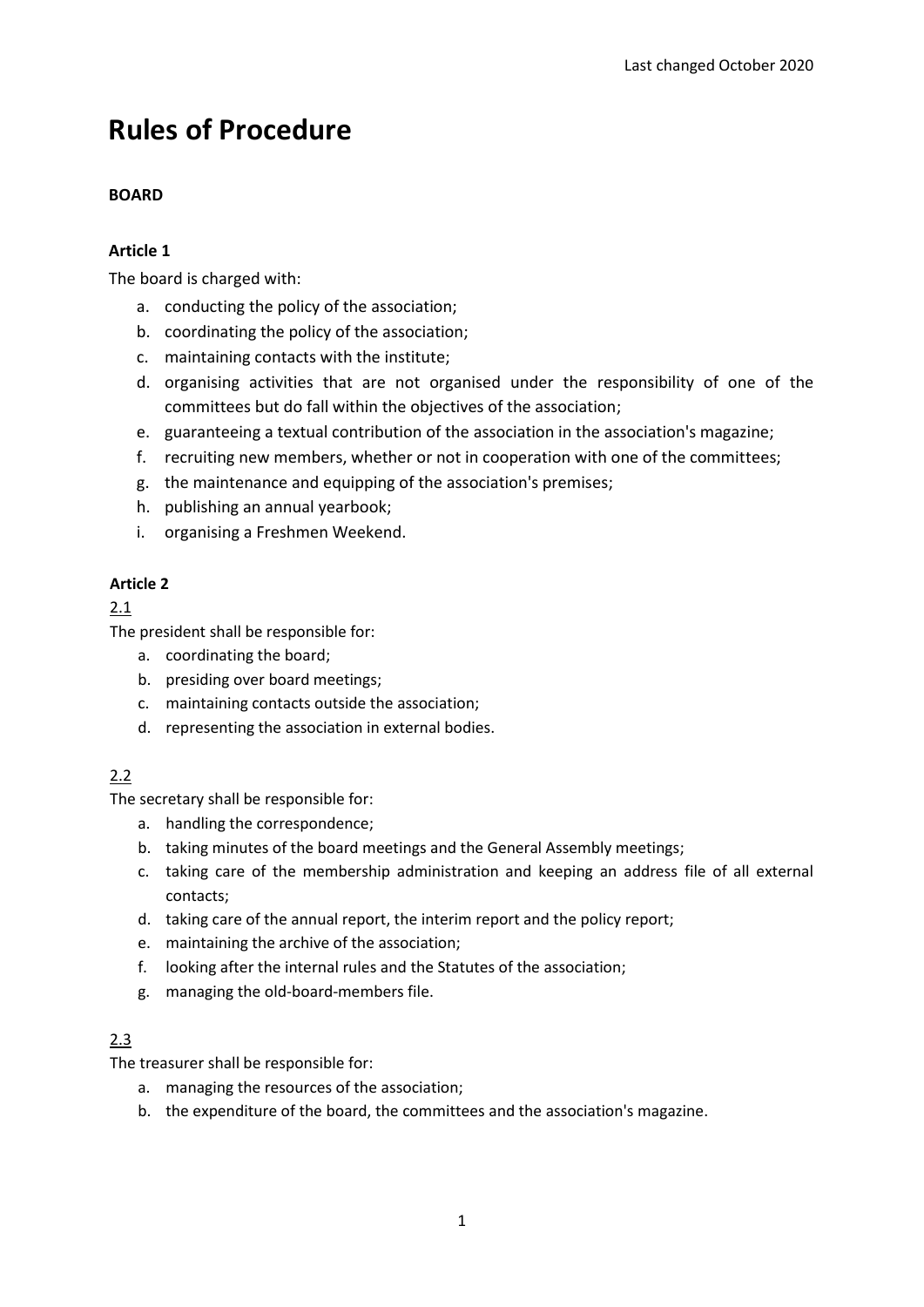Last changed October 2020

# Rules of Procedure

**BOARD**

**Article 1**

The board is charged with:

a. conducting the policy of the association;
b. coordinating the policy of the association;
c. maintaining contacts with the institute;
d. organising activities that are not organised under the responsibility of one of the committees but do fall within the objectives of the association;
e. guaranteeing a textual contribution of the association in the association's magazine;
f. recruiting new members, whether or not in cooperation with one of the committees;
g. the maintenance and equipping of the association's premises;
h. publishing an annual yearbook;
i. organising a Freshmen Weekend.

**Article 2**

2.1

The president shall be responsible for:

a. coordinating the board;
b. presiding over board meetings;
c. maintaining contacts outside the association;
d. representing the association in external bodies.

2.2

The secretary shall be responsible for:

a. handling the correspondence;
b. taking minutes of the board meetings and the General Assembly meetings;
c. taking care of the membership administration and keeping an address file of all external contacts;
d. taking care of the annual report, the interim report and the policy report;
e. maintaining the archive of the association;
f. looking after the internal rules and the Statutes of the association;
g. managing the old-board-members file.

2.3

The treasurer shall be responsible for:

a. managing the resources of the association;
b. the expenditure of the board, the committees and the association's magazine.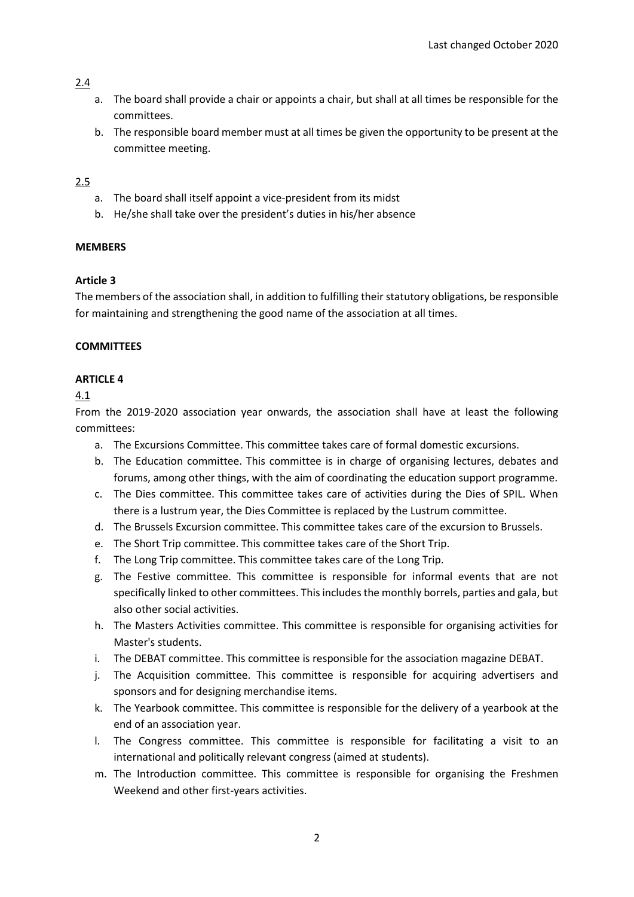2.4

a. The board shall provide a chair or appoints a chair, but shall at all times be responsible for the committees.
b. The responsible board member must at all times be given the opportunity to be present at the committee meeting.

2.5

a. The board shall itself appoint a vice-president from its midst
b. He/she shall take over the president's duties in his/her absence

**MEMBERS**

**Article 3**

The members of the association shall, in addition to fulfilling their statutory obligations, be responsible for maintaining and strengthening the good name of the association at all times.

**COMMITTEES**

**ARTICLE 4**

4.1

From the 2019-2020 association year onwards, the association shall have at least the following committees:

a. The Excursions Committee. This committee takes care of formal domestic excursions.
b. The Education committee. This committee is in charge of organising lectures, debates and forums, among other things, with the aim of coordinating the education support programme.
c. The Dies committee. This committee takes care of activities during the Dies of SPIL. When there is a lustrum year, the Dies Committee is replaced by the Lustrum committee.
d. The Brussels Excursion committee. This committee takes care of the excursion to Brussels.
e. The Short Trip committee. This committee takes care of the Short Trip.
f. The Long Trip committee. This committee takes care of the Long Trip.
g. The Festive committee. This committee is responsible for informal events that are not specifically linked to other committees. This includes the monthly borrels, parties and gala, but also other social activities.
h. The Masters Activities committee. This committee is responsible for organising activities for Master's students.
i. The DEBAT committee. This committee is responsible for the association magazine DEBAT.
j. The Acquisition committee. This committee is responsible for acquiring advertisers and sponsors and for designing merchandise items.
k. The Yearbook committee. This committee is responsible for the delivery of a yearbook at the end of an association year.
l. The Congress committee. This committee is responsible for facilitating a visit to an international and politically relevant congress (aimed at students).
m. The Introduction committee. This committee is responsible for organising the Freshmen Weekend and other first-years activities.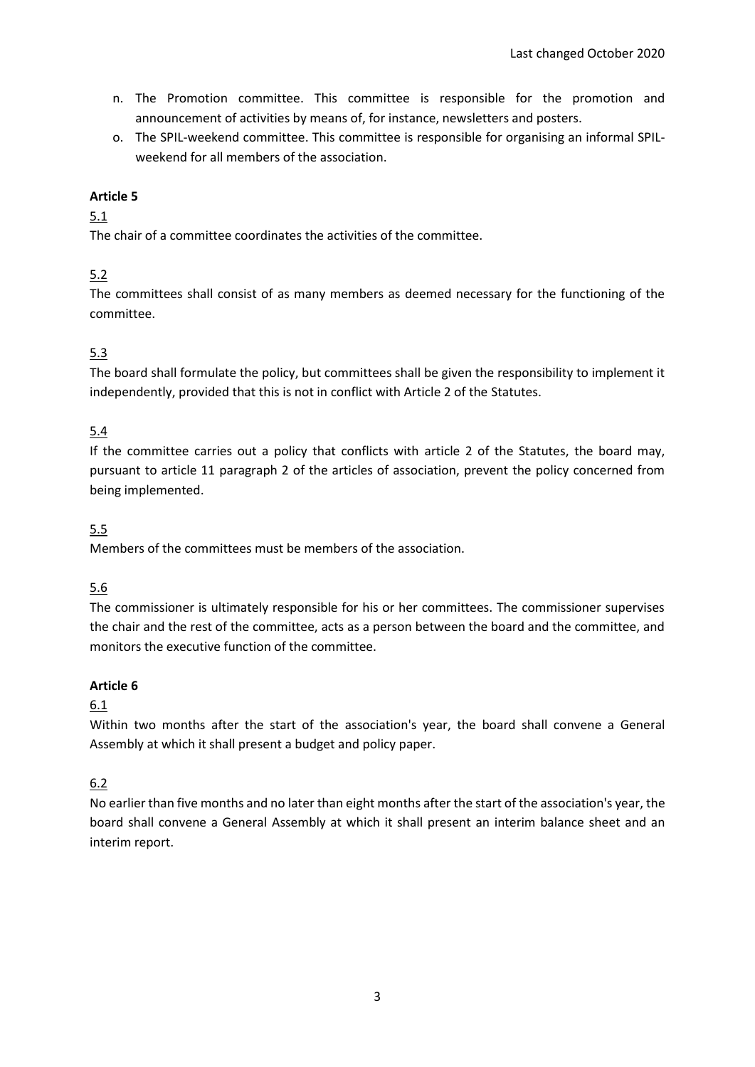n. The Promotion committee. This committee is responsible for the promotion and announcement of activities by means of, for instance, newsletters and posters.
o. The SPIL-weekend committee. This committee is responsible for organising an informal SPIL-weekend for all members of the association.

**Article 5**

5.1
The chair of a committee coordinates the activities of the committee.

5.2
The committees shall consist of as many members as deemed necessary for the functioning of the committee.

5.3
The board shall formulate the policy, but committees shall be given the responsibility to implement it independently, provided that this is not in conflict with Article 2 of the Statutes.

5.4
If the committee carries out a policy that conflicts with article 2 of the Statutes, the board may, pursuant to article 11 paragraph 2 of the articles of association, prevent the policy concerned from being implemented.

5.5
Members of the committees must be members of the association.

5.6
The commissioner is ultimately responsible for his or her committees. The commissioner supervises the chair and the rest of the committee, acts as a person between the board and the committee, and monitors the executive function of the committee.

**Article 6**

6.1
Within two months after the start of the association's year, the board shall convene a General Assembly at which it shall present a budget and policy paper.

6.2
No earlier than five months and no later than eight months after the start of the association's year, the board shall convene a General Assembly at which it shall present an interim balance sheet and an interim report.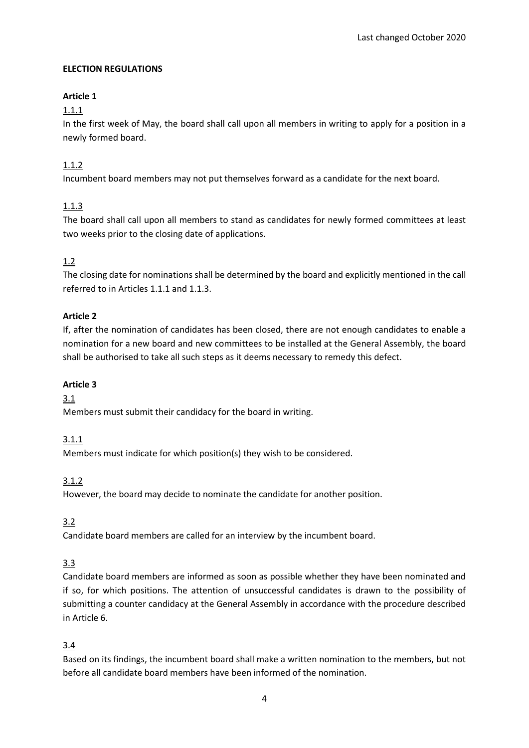Last changed October 2020

**ELECTION REGULATIONS**

**Article 1**

1.1.1

In the first week of May, the board shall call upon all members in writing to apply for a position in a newly formed board.

1.1.2

Incumbent board members may not put themselves forward as a candidate for the next board.

1.1.3

The board shall call upon all members to stand as candidates for newly formed committees at least two weeks prior to the closing date of applications.

1.2

The closing date for nominations shall be determined by the board and explicitly mentioned in the call referred to in Articles 1.1.1 and 1.1.3.

**Article 2**

If, after the nomination of candidates has been closed, there are not enough candidates to enable a nomination for a new board and new committees to be installed at the General Assembly, the board shall be authorised to take all such steps as it deems necessary to remedy this defect.

**Article 3**

3.1

Members must submit their candidacy for the board in writing.

3.1.1

Members must indicate for which position(s) they wish to be considered.

3.1.2

However, the board may decide to nominate the candidate for another position.

3.2

Candidate board members are called for an interview by the incumbent board.

3.3

Candidate board members are informed as soon as possible whether they have been nominated and if so, for which positions. The attention of unsuccessful candidates is drawn to the possibility of submitting a counter candidacy at the General Assembly in accordance with the procedure described in Article 6.

3.4

Based on its findings, the incumbent board shall make a written nomination to the members, but not before all candidate board members have been informed of the nomination.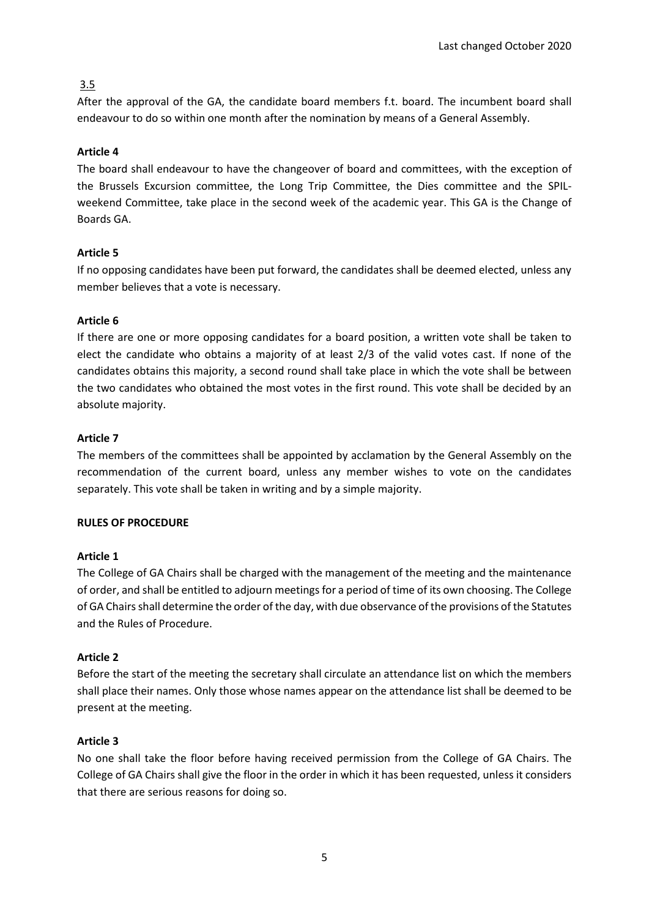3.5

After the approval of the GA, the candidate board members f.t. board. The incumbent board shall endeavour to do so within one month after the nomination by means of a General Assembly.

**Article 4**

The board shall endeavour to have the changeover of board and committees, with the exception of the Brussels Excursion committee, the Long Trip Committee, the Dies committee and the SPIL-weekend Committee, take place in the second week of the academic year. This GA is the Change of Boards GA.

**Article 5**

If no opposing candidates have been put forward, the candidates shall be deemed elected, unless any member believes that a vote is necessary.

**Article 6**

If there are one or more opposing candidates for a board position, a written vote shall be taken to elect the candidate who obtains a majority of at least 2/3 of the valid votes cast. If none of the candidates obtains this majority, a second round shall take place in which the vote shall be between the two candidates who obtained the most votes in the first round. This vote shall be decided by an absolute majority.

**Article 7**

The members of the committees shall be appointed by acclamation by the General Assembly on the recommendation of the current board, unless any member wishes to vote on the candidates separately. This vote shall be taken in writing and by a simple majority.

## RULES OF PROCEDURE

**Article 1**

The College of GA Chairs shall be charged with the management of the meeting and the maintenance of order, and shall be entitled to adjourn meetings for a period of time of its own choosing. The College of GA Chairs shall determine the order of the day, with due observance of the provisions of the Statutes and the Rules of Procedure.

**Article 2**

Before the start of the meeting the secretary shall circulate an attendance list on which the members shall place their names. Only those whose names appear on the attendance list shall be deemed to be present at the meeting.

**Article 3**

No one shall take the floor before having received permission from the College of GA Chairs. The College of GA Chairs shall give the floor in the order in which it has been requested, unless it considers that there are serious reasons for doing so.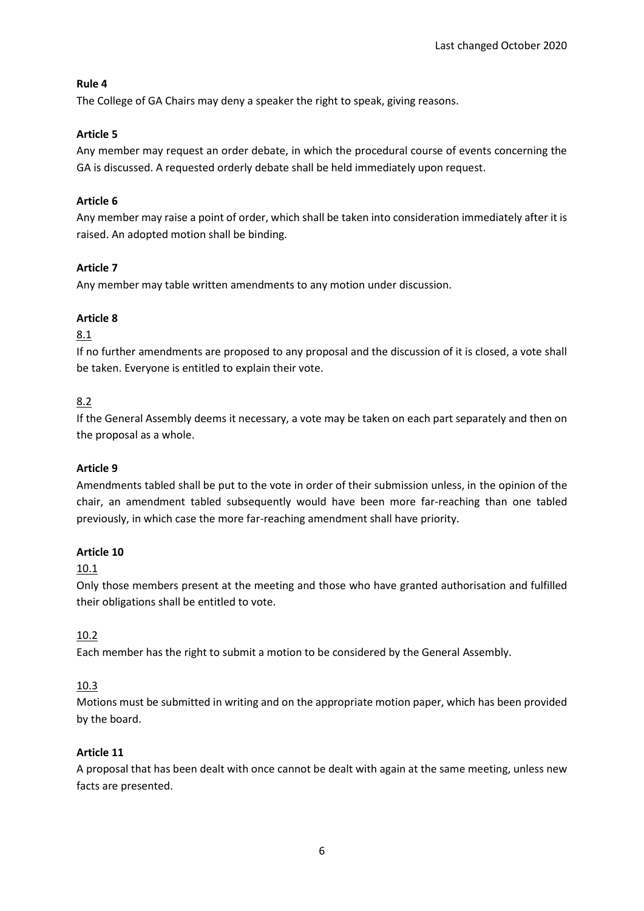**Rule 4**

The College of GA Chairs may deny a speaker the right to speak, giving reasons.

**Article 5**

Any member may request an order debate, in which the procedural course of events concerning the GA is discussed. A requested orderly debate shall be held immediately upon request.

**Article 6**

Any member may raise a point of order, which shall be taken into consideration immediately after it is raised. An adopted motion shall be binding.

**Article 7**

Any member may table written amendments to any motion under discussion.

**Article 8**

<u>8.1</u>

If no further amendments are proposed to any proposal and the discussion of it is closed, a vote shall be taken. Everyone is entitled to explain their vote.

<u>8.2</u>

If the General Assembly deems it necessary, a vote may be taken on each part separately and then on the proposal as a whole.

**Article 9**

Amendments tabled shall be put to the vote in order of their submission unless, in the opinion of the chair, an amendment tabled subsequently would have been more far-reaching than one tabled previously, in which case the more far-reaching amendment shall have priority.

**Article 10**

<u>10.1</u>

Only those members present at the meeting and those who have granted authorisation and fulfilled their obligations shall be entitled to vote.

<u>10.2</u>

Each member has the right to submit a motion to be considered by the General Assembly.

<u>10.3</u>

Motions must be submitted in writing and on the appropriate motion paper, which has been provided by the board.

**Article 11**

A proposal that has been dealt with once cannot be dealt with again at the same meeting, unless new facts are presented.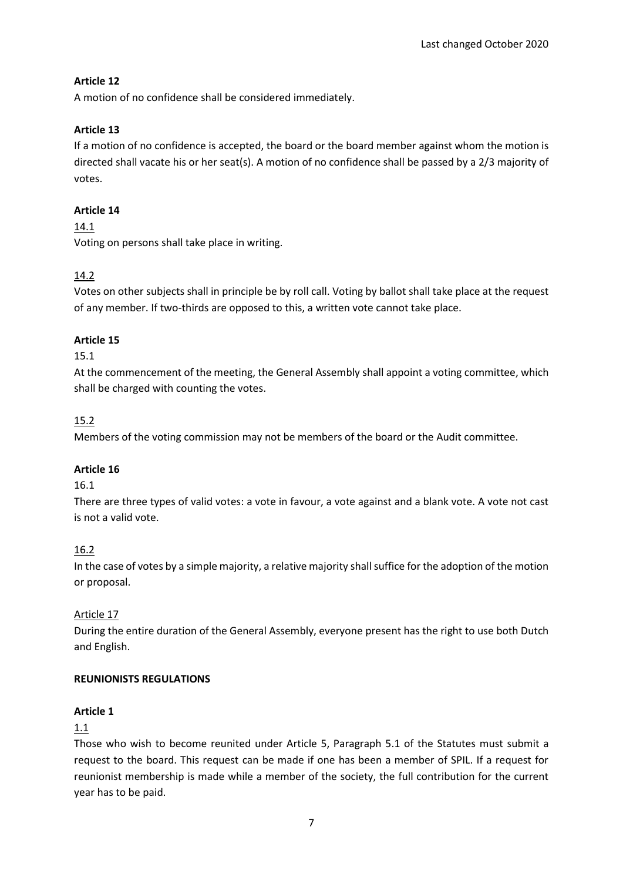**Article 12**

A motion of no confidence shall be considered immediately.

**Article 13**

If a motion of no confidence is accepted, the board or the board member against whom the motion is directed shall vacate his or her seat(s). A motion of no confidence shall be passed by a 2/3 majority of votes.

**Article 14**

14.1

Voting on persons shall take place in writing.

14.2

Votes on other subjects shall in principle be by roll call. Voting by ballot shall take place at the request of any member. If two-thirds are opposed to this, a written vote cannot take place.

**Article 15**

15.1

At the commencement of the meeting, the General Assembly shall appoint a voting committee, which shall be charged with counting the votes.

15.2

Members of the voting commission may not be members of the board or the Audit committee.

**Article 16**

16.1

There are three types of valid votes: a vote in favour, a vote against and a blank vote. A vote not cast is not a valid vote.

16.2

In the case of votes by a simple majority, a relative majority shall suffice for the adoption of the motion or proposal.

Article 17

During the entire duration of the General Assembly, everyone present has the right to use both Dutch and English.

**REUNIONISTS REGULATIONS**

**Article 1**

1.1

Those who wish to become reunited under Article 5, Paragraph 5.1 of the Statutes must submit a request to the board. This request can be made if one has been a member of SPIL. If a request for reunionist membership is made while a member of the society, the full contribution for the current year has to be paid.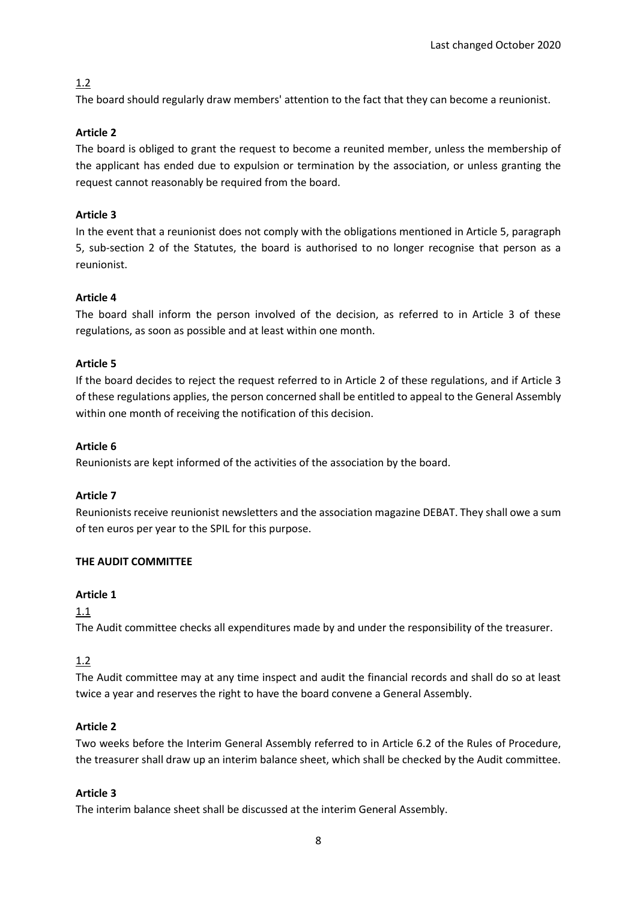1.2

The board should regularly draw members' attention to the fact that they can become a reunionist.

**Article 2**

The board is obliged to grant the request to become a reunited member, unless the membership of the applicant has ended due to expulsion or termination by the association, or unless granting the request cannot reasonably be required from the board.

**Article 3**

In the event that a reunionist does not comply with the obligations mentioned in Article 5, paragraph 5, sub-section 2 of the Statutes, the board is authorised to no longer recognise that person as a reunionist.

**Article 4**

The board shall inform the person involved of the decision, as referred to in Article 3 of these regulations, as soon as possible and at least within one month.

**Article 5**

If the board decides to reject the request referred to in Article 2 of these regulations, and if Article 3 of these regulations applies, the person concerned shall be entitled to appeal to the General Assembly within one month of receiving the notification of this decision.

**Article 6**

Reunionists are kept informed of the activities of the association by the board.

**Article 7**

Reunionists receive reunionist newsletters and the association magazine DEBAT. They shall owe a sum of ten euros per year to the SPIL for this purpose.

**THE AUDIT COMMITTEE**

**Article 1**

1.1

The Audit committee checks all expenditures made by and under the responsibility of the treasurer.

1.2

The Audit committee may at any time inspect and audit the financial records and shall do so at least twice a year and reserves the right to have the board convene a General Assembly.

**Article 2**

Two weeks before the Interim General Assembly referred to in Article 6.2 of the Rules of Procedure, the treasurer shall draw up an interim balance sheet, which shall be checked by the Audit committee.

**Article 3**

The interim balance sheet shall be discussed at the interim General Assembly.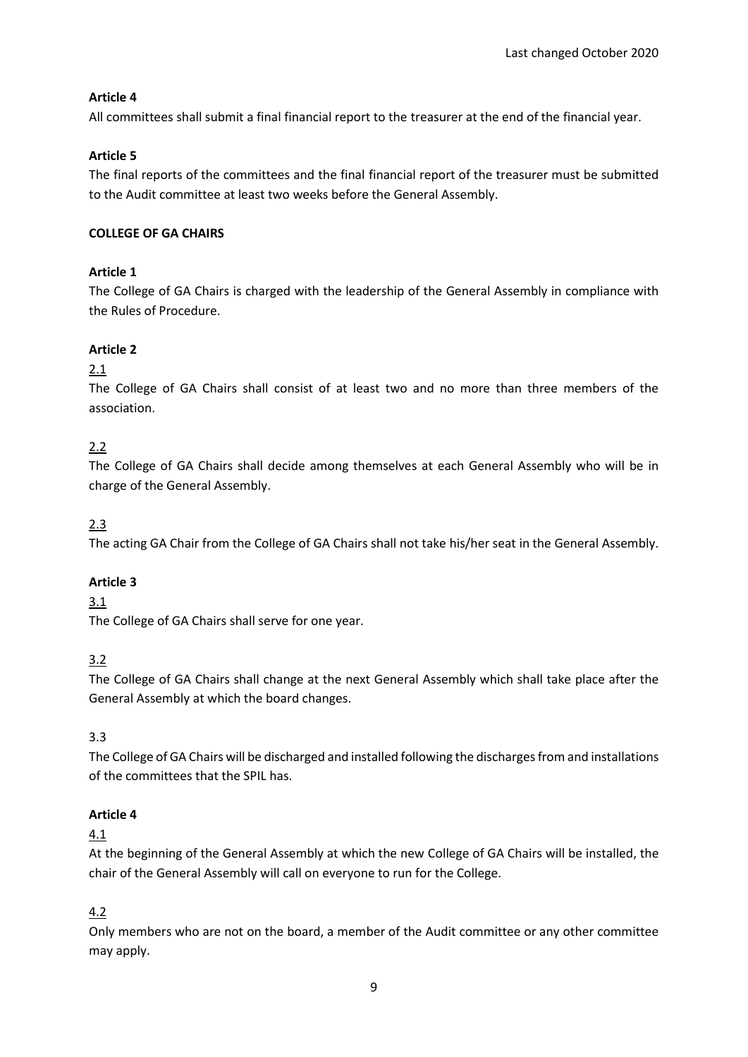**Article 4**

All committees shall submit a final financial report to the treasurer at the end of the financial year.

**Article 5**

The final reports of the committees and the final financial report of the treasurer must be submitted to the Audit committee at least two weeks before the General Assembly.

**COLLEGE OF GA CHAIRS**

**Article 1**

The College of GA Chairs is charged with the leadership of the General Assembly in compliance with the Rules of Procedure.

**Article 2**

2.1

The College of GA Chairs shall consist of at least two and no more than three members of the association.

2.2

The College of GA Chairs shall decide among themselves at each General Assembly who will be in charge of the General Assembly.

2.3

The acting GA Chair from the College of GA Chairs shall not take his/her seat in the General Assembly.

**Article 3**

3.1

The College of GA Chairs shall serve for one year.

3.2

The College of GA Chairs shall change at the next General Assembly which shall take place after the General Assembly at which the board changes.

3.3

The College of GA Chairs will be discharged and installed following the discharges from and installations of the committees that the SPIL has.

**Article 4**

4.1

At the beginning of the General Assembly at which the new College of GA Chairs will be installed, the chair of the General Assembly will call on everyone to run for the College.

4.2

Only members who are not on the board, a member of the Audit committee or any other committee may apply.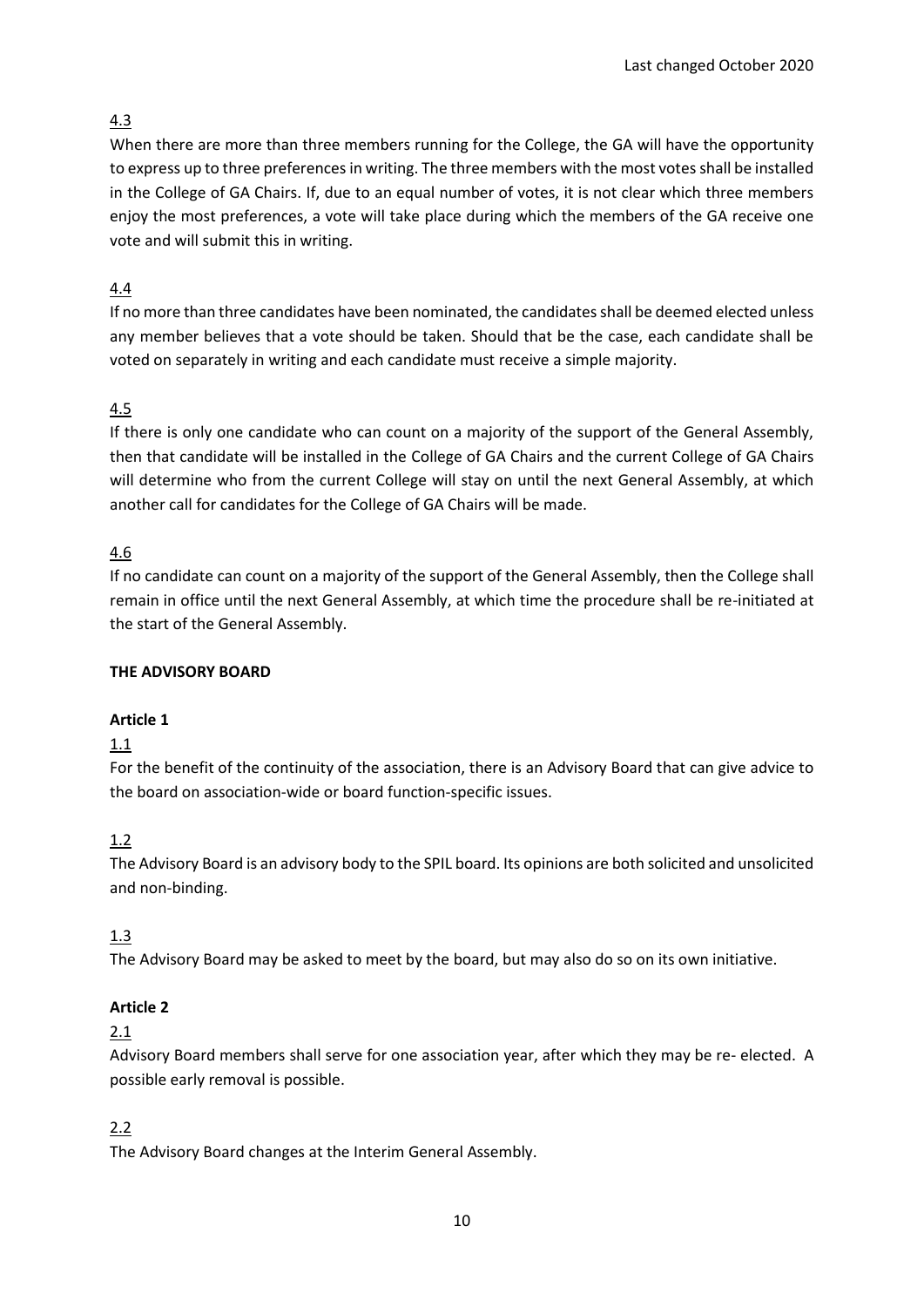Last changed October 2020

4.3

When there are more than three members running for the College, the GA will have the opportunity to express up to three preferences in writing. The three members with the most votes shall be installed in the College of GA Chairs. If, due to an equal number of votes, it is not clear which three members enjoy the most preferences, a vote will take place during which the members of the GA receive one vote and will submit this in writing.

4.4

If no more than three candidates have been nominated, the candidates shall be deemed elected unless any member believes that a vote should be taken. Should that be the case, each candidate shall be voted on separately in writing and each candidate must receive a simple majority.

4.5

If there is only one candidate who can count on a majority of the support of the General Assembly, then that candidate will be installed in the College of GA Chairs and the current College of GA Chairs will determine who from the current College will stay on until the next General Assembly, at which another call for candidates for the College of GA Chairs will be made.

4.6

If no candidate can count on a majority of the support of the General Assembly, then the College shall remain in office until the next General Assembly, at which time the procedure shall be re-initiated at the start of the General Assembly.

## THE ADVISORY BOARD

### Article 1

1.1

For the benefit of the continuity of the association, there is an Advisory Board that can give advice to the board on association-wide or board function-specific issues.

1.2

The Advisory Board is an advisory body to the SPIL board. Its opinions are both solicited and unsolicited and non-binding.

1.3

The Advisory Board may be asked to meet by the board, but may also do so on its own initiative.

### Article 2

2.1

Advisory Board members shall serve for one association year, after which they may be re- elected. A possible early removal is possible.

2.2

The Advisory Board changes at the Interim General Assembly.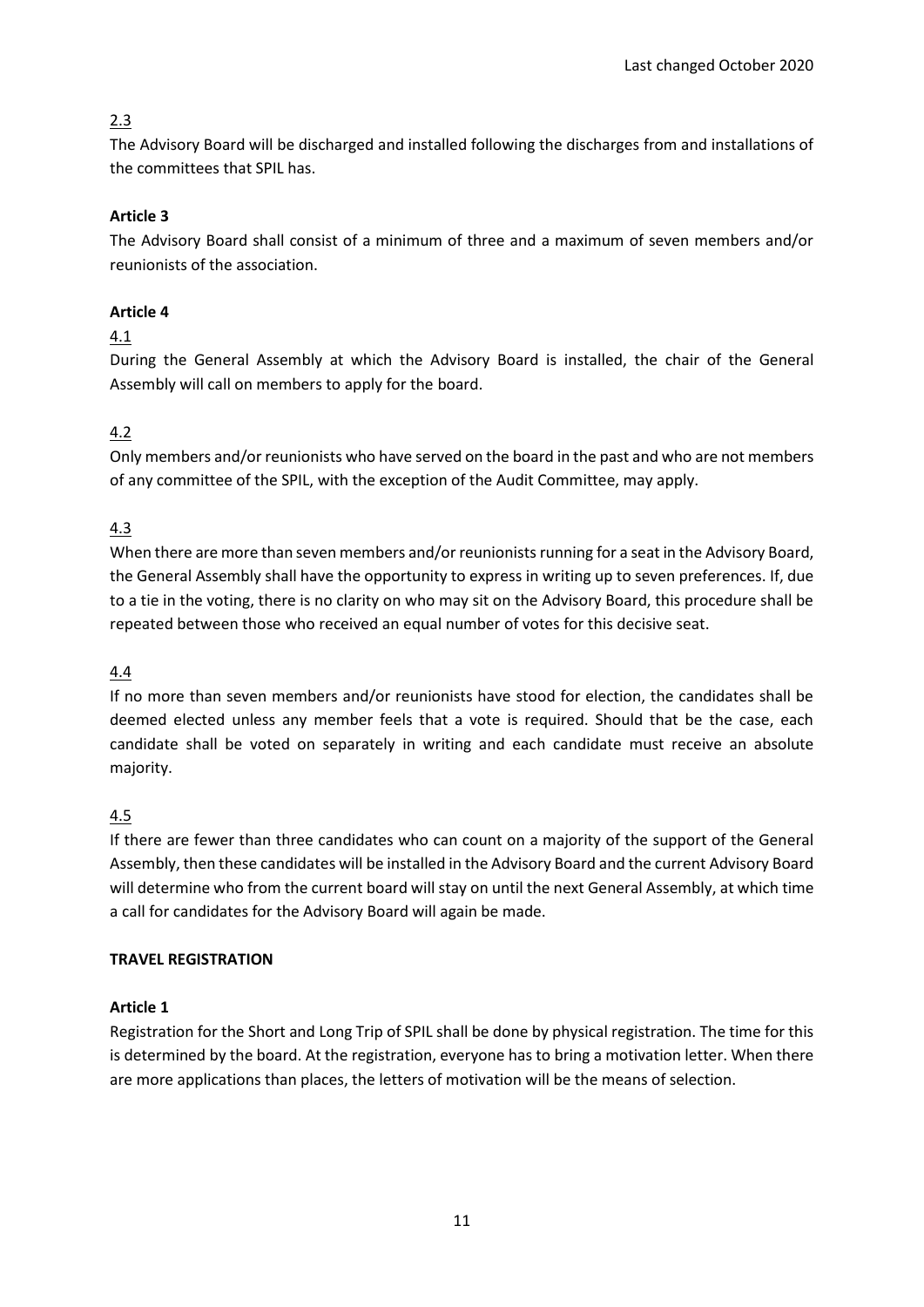2.3

The Advisory Board will be discharged and installed following the discharges from and installations of the committees that SPIL has.

**Article 3**

The Advisory Board shall consist of a minimum of three and a maximum of seven members and/or reunionists of the association.

**Article 4**

4.1

During the General Assembly at which the Advisory Board is installed, the chair of the General Assembly will call on members to apply for the board.

4.2

Only members and/or reunionists who have served on the board in the past and who are not members of any committee of the SPIL, with the exception of the Audit Committee, may apply.

4.3

When there are more than seven members and/or reunionists running for a seat in the Advisory Board, the General Assembly shall have the opportunity to express in writing up to seven preferences. If, due to a tie in the voting, there is no clarity on who may sit on the Advisory Board, this procedure shall be repeated between those who received an equal number of votes for this decisive seat.

4.4

If no more than seven members and/or reunionists have stood for election, the candidates shall be deemed elected unless any member feels that a vote is required. Should that be the case, each candidate shall be voted on separately in writing and each candidate must receive an absolute majority.

4.5

If there are fewer than three candidates who can count on a majority of the support of the General Assembly, then these candidates will be installed in the Advisory Board and the current Advisory Board will determine who from the current board will stay on until the next General Assembly, at which time a call for candidates for the Advisory Board will again be made.

## TRAVEL REGISTRATION

**Article 1**

Registration for the Short and Long Trip of SPIL shall be done by physical registration. The time for this is determined by the board. At the registration, everyone has to bring a motivation letter. When there are more applications than places, the letters of motivation will be the means of selection.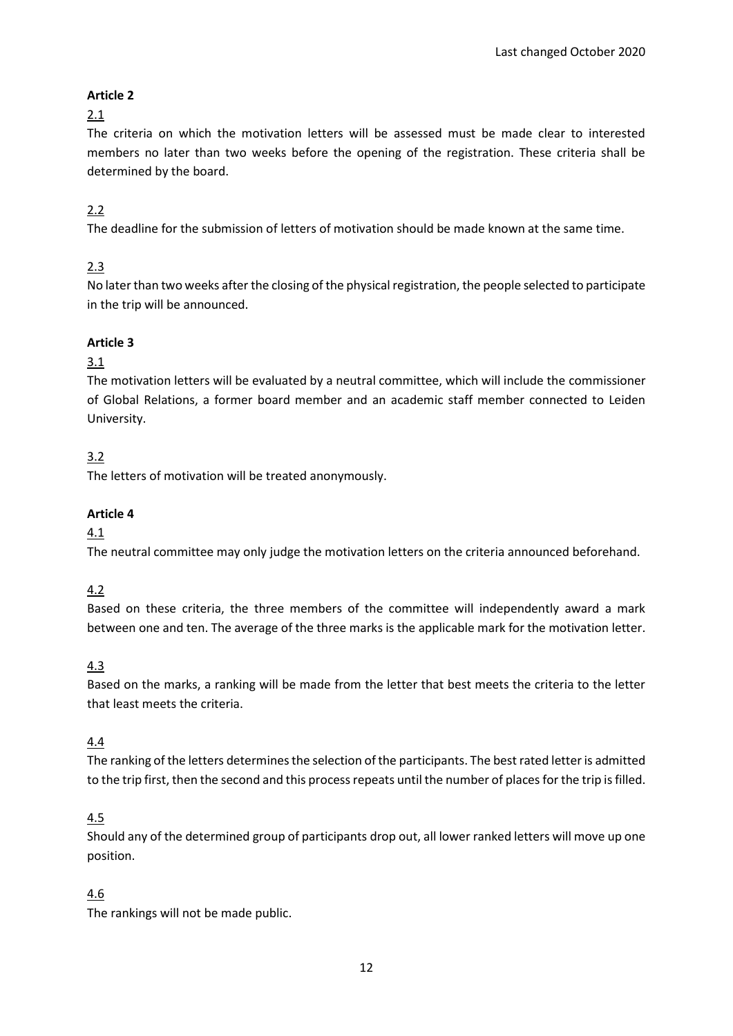**Article 2**

2.1

The criteria on which the motivation letters will be assessed must be made clear to interested members no later than two weeks before the opening of the registration. These criteria shall be determined by the board.

2.2

The deadline for the submission of letters of motivation should be made known at the same time.

2.3

No later than two weeks after the closing of the physical registration, the people selected to participate in the trip will be announced.

**Article 3**

3.1

The motivation letters will be evaluated by a neutral committee, which will include the commissioner of Global Relations, a former board member and an academic staff member connected to Leiden University.

3.2

The letters of motivation will be treated anonymously.

**Article 4**

4.1

The neutral committee may only judge the motivation letters on the criteria announced beforehand.

4.2

Based on these criteria, the three members of the committee will independently award a mark between one and ten. The average of the three marks is the applicable mark for the motivation letter.

4.3

Based on the marks, a ranking will be made from the letter that best meets the criteria to the letter that least meets the criteria.

4.4

The ranking of the letters determines the selection of the participants. The best rated letter is admitted to the trip first, then the second and this process repeats until the number of places for the trip is filled.

4.5

Should any of the determined group of participants drop out, all lower ranked letters will move up one position.

4.6

The rankings will not be made public.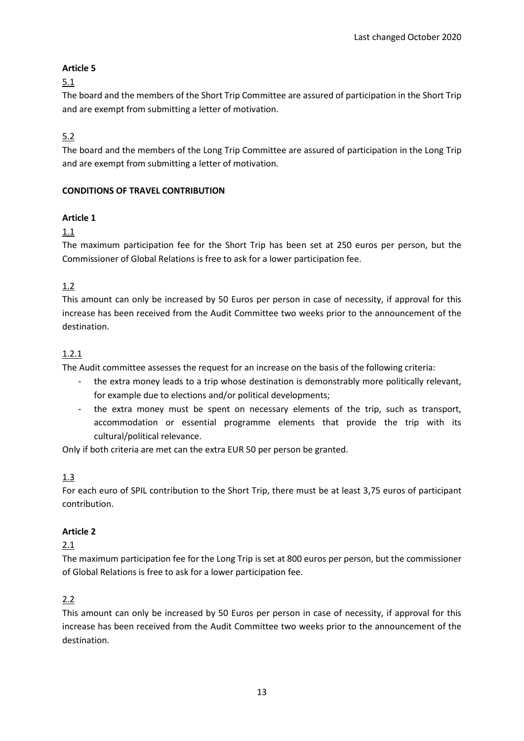**Article 5**

5.1

The board and the members of the Short Trip Committee are assured of participation in the Short Trip and are exempt from submitting a letter of motivation.

5.2

The board and the members of the Long Trip Committee are assured of participation in the Long Trip and are exempt from submitting a letter of motivation.

**CONDITIONS OF TRAVEL CONTRIBUTION**

**Article 1**

1.1

The maximum participation fee for the Short Trip has been set at 250 euros per person, but the Commissioner of Global Relations is free to ask for a lower participation fee.

1.2

This amount can only be increased by 50 Euros per person in case of necessity, if approval for this increase has been received from the Audit Committee two weeks prior to the announcement of the destination.

1.2.1

The Audit committee assesses the request for an increase on the basis of the following criteria:

- the extra money leads to a trip whose destination is demonstrably more politically relevant, for example due to elections and/or political developments;
- the extra money must be spent on necessary elements of the trip, such as transport, accommodation or essential programme elements that provide the trip with its cultural/political relevance.

Only if both criteria are met can the extra EUR 50 per person be granted.

1.3

For each euro of SPIL contribution to the Short Trip, there must be at least 3,75 euros of participant contribution.

**Article 2**

2.1

The maximum participation fee for the Long Trip is set at 800 euros per person, but the commissioner of Global Relations is free to ask for a lower participation fee.

2.2

This amount can only be increased by 50 Euros per person in case of necessity, if approval for this increase has been received from the Audit Committee two weeks prior to the announcement of the destination.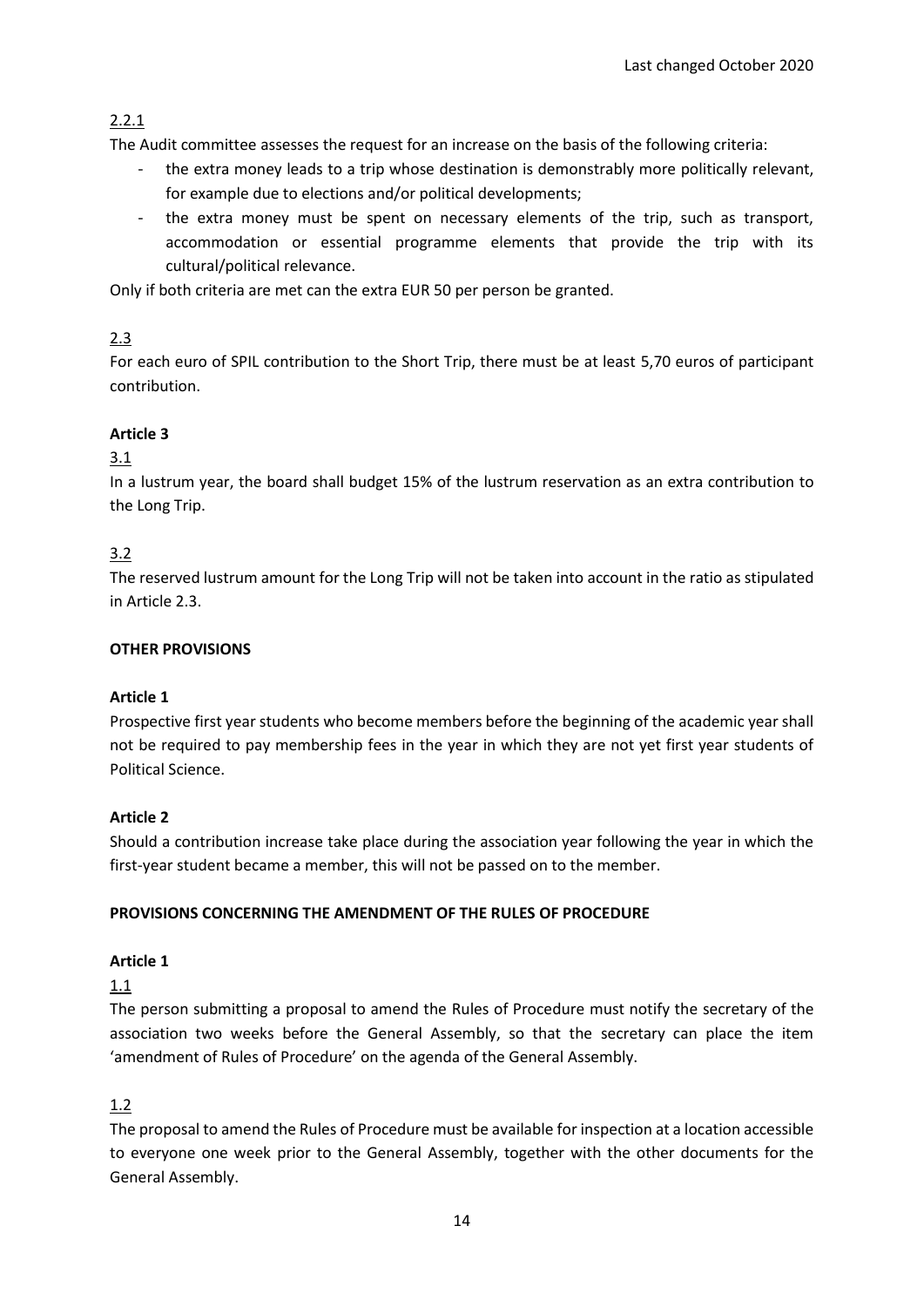Last changed October 2020

2.2.1

The Audit committee assesses the request for an increase on the basis of the following criteria:

- the extra money leads to a trip whose destination is demonstrably more politically relevant, for example due to elections and/or political developments;
- the extra money must be spent on necessary elements of the trip, such as transport, accommodation or essential programme elements that provide the trip with its cultural/political relevance.

Only if both criteria are met can the extra EUR 50 per person be granted.

2.3

For each euro of SPIL contribution to the Short Trip, there must be at least 5,70 euros of participant contribution.

**Article 3**

3.1

In a lustrum year, the board shall budget 15% of the lustrum reservation as an extra contribution to the Long Trip.

3.2

The reserved lustrum amount for the Long Trip will not be taken into account in the ratio as stipulated in Article 2.3.

**OTHER PROVISIONS**

**Article 1**

Prospective first year students who become members before the beginning of the academic year shall not be required to pay membership fees in the year in which they are not yet first year students of Political Science.

**Article 2**

Should a contribution increase take place during the association year following the year in which the first-year student became a member, this will not be passed on to the member.

**PROVISIONS CONCERNING THE AMENDMENT OF THE RULES OF PROCEDURE**

**Article 1**

1.1

The person submitting a proposal to amend the Rules of Procedure must notify the secretary of the association two weeks before the General Assembly, so that the secretary can place the item 'amendment of Rules of Procedure' on the agenda of the General Assembly.

1.2

The proposal to amend the Rules of Procedure must be available for inspection at a location accessible to everyone one week prior to the General Assembly, together with the other documents for the General Assembly.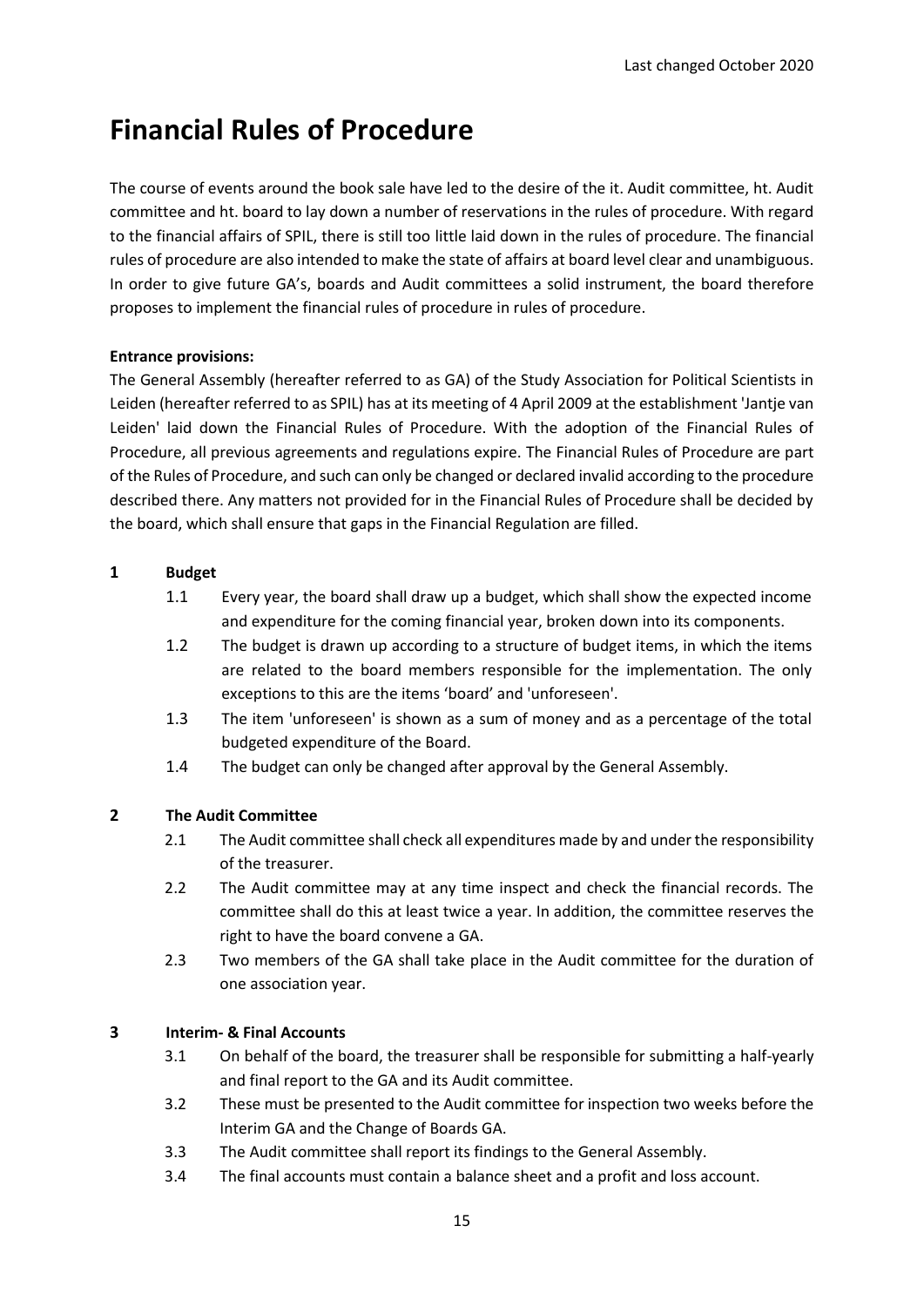# Financial Rules of Procedure

The course of events around the book sale have led to the desire of the it. Audit committee, ht. Audit committee and ht. board to lay down a number of reservations in the rules of procedure. With regard to the financial affairs of SPIL, there is still too little laid down in the rules of procedure. The financial rules of procedure are also intended to make the state of affairs at board level clear and unambiguous. In order to give future GA's, boards and Audit committees a solid instrument, the board therefore proposes to implement the financial rules of procedure in rules of procedure.

**Entrance provisions:**

The General Assembly (hereafter referred to as GA) of the Study Association for Political Scientists in Leiden (hereafter referred to as SPIL) has at its meeting of 4 April 2009 at the establishment 'Jantje van Leiden' laid down the Financial Rules of Procedure. With the adoption of the Financial Rules of Procedure, all previous agreements and regulations expire. The Financial Rules of Procedure are part of the Rules of Procedure, and such can only be changed or declared invalid according to the procedure described there. Any matters not provided for in the Financial Rules of Procedure shall be decided by the board, which shall ensure that gaps in the Financial Regulation are filled.

**1 Budget**

1.1 Every year, the board shall draw up a budget, which shall show the expected income and expenditure for the coming financial year, broken down into its components.

1.2 The budget is drawn up according to a structure of budget items, in which the items are related to the board members responsible for the implementation. The only exceptions to this are the items 'board' and 'unforeseen'.

1.3 The item 'unforeseen' is shown as a sum of money and as a percentage of the total budgeted expenditure of the Board.

1.4 The budget can only be changed after approval by the General Assembly.

**2 The Audit Committee**

2.1 The Audit committee shall check all expenditures made by and under the responsibility of the treasurer.

2.2 The Audit committee may at any time inspect and check the financial records. The committee shall do this at least twice a year. In addition, the committee reserves the right to have the board convene a GA.

2.3 Two members of the GA shall take place in the Audit committee for the duration of one association year.

**3 Interim- & Final Accounts**

3.1 On behalf of the board, the treasurer shall be responsible for submitting a half-yearly and final report to the GA and its Audit committee.

3.2 These must be presented to the Audit committee for inspection two weeks before the Interim GA and the Change of Boards GA.

3.3 The Audit committee shall report its findings to the General Assembly.

3.4 The final accounts must contain a balance sheet and a profit and loss account.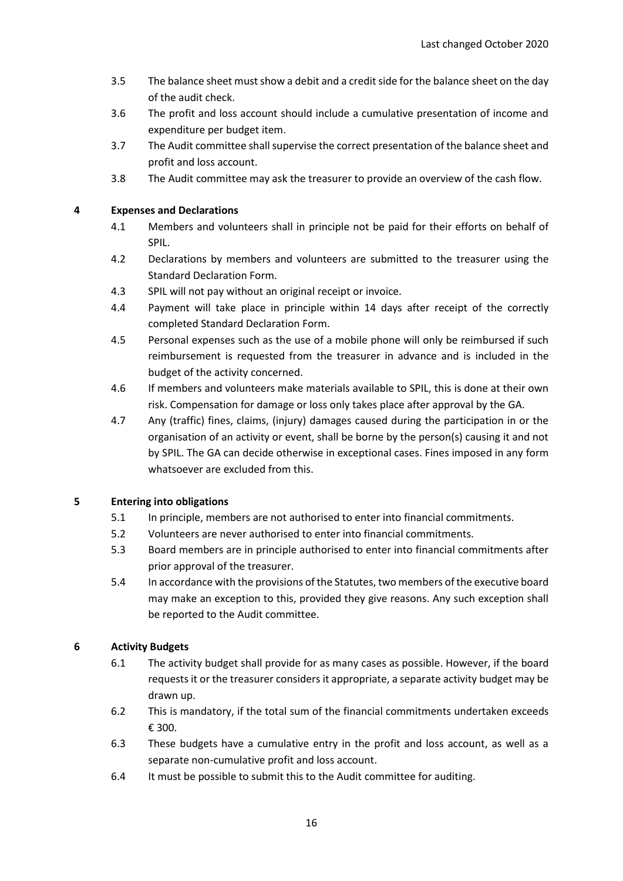3.5 The balance sheet must show a debit and a credit side for the balance sheet on the day of the audit check.

3.6 The profit and loss account should include a cumulative presentation of income and expenditure per budget item.

3.7 The Audit committee shall supervise the correct presentation of the balance sheet and profit and loss account.

3.8 The Audit committee may ask the treasurer to provide an overview of the cash flow.

## 4 Expenses and Declarations

4.1 Members and volunteers shall in principle not be paid for their efforts on behalf of SPIL.

4.2 Declarations by members and volunteers are submitted to the treasurer using the Standard Declaration Form.

4.3 SPIL will not pay without an original receipt or invoice.

4.4 Payment will take place in principle within 14 days after receipt of the correctly completed Standard Declaration Form.

4.5 Personal expenses such as the use of a mobile phone will only be reimbursed if such reimbursement is requested from the treasurer in advance and is included in the budget of the activity concerned.

4.6 If members and volunteers make materials available to SPIL, this is done at their own risk. Compensation for damage or loss only takes place after approval by the GA.

4.7 Any (traffic) fines, claims, (injury) damages caused during the participation in or the organisation of an activity or event, shall be borne by the person(s) causing it and not by SPIL. The GA can decide otherwise in exceptional cases. Fines imposed in any form whatsoever are excluded from this.

## 5 Entering into obligations

5.1 In principle, members are not authorised to enter into financial commitments.

5.2 Volunteers are never authorised to enter into financial commitments.

5.3 Board members are in principle authorised to enter into financial commitments after prior approval of the treasurer.

5.4 In accordance with the provisions of the Statutes, two members of the executive board may make an exception to this, provided they give reasons. Any such exception shall be reported to the Audit committee.

## 6 Activity Budgets

6.1 The activity budget shall provide for as many cases as possible. However, if the board requests it or the treasurer considers it appropriate, a separate activity budget may be drawn up.

6.2 This is mandatory, if the total sum of the financial commitments undertaken exceeds € 300.

6.3 These budgets have a cumulative entry in the profit and loss account, as well as a separate non-cumulative profit and loss account.

6.4 It must be possible to submit this to the Audit committee for auditing.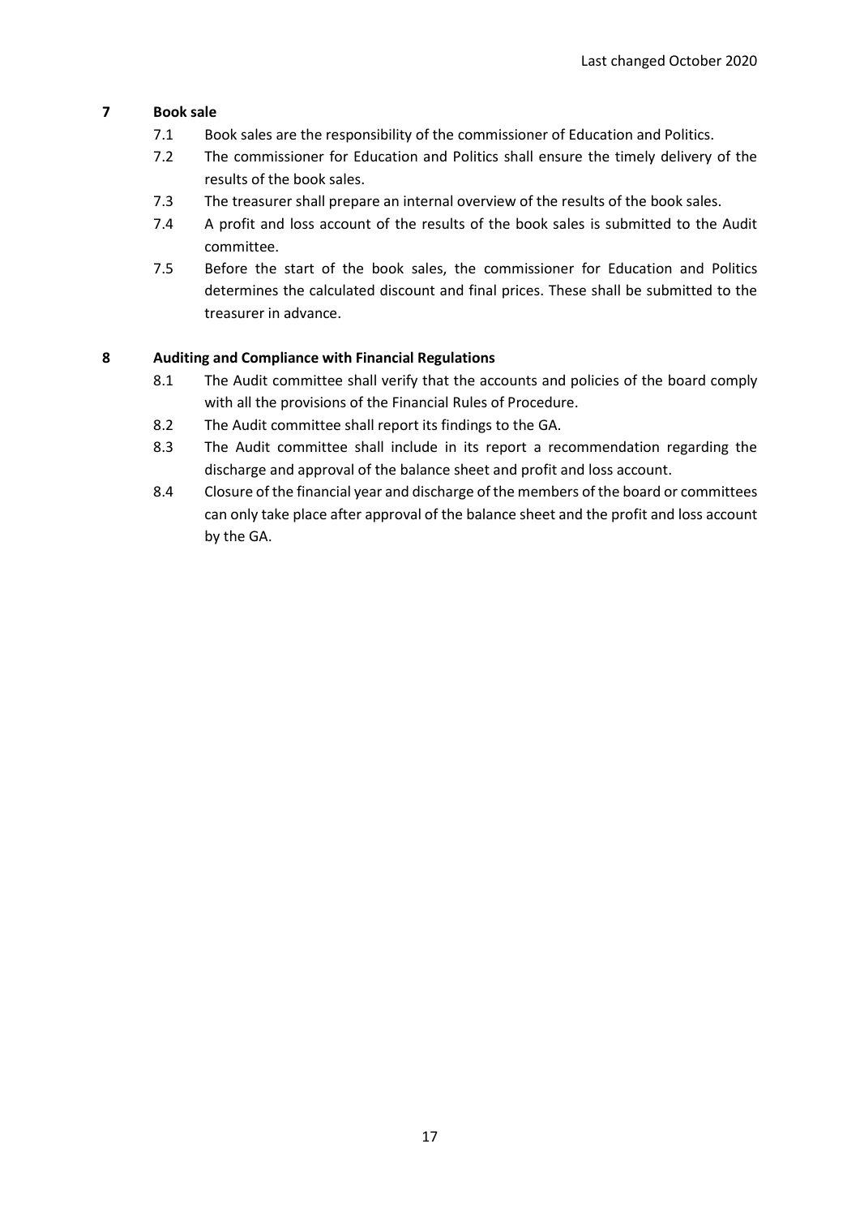## 7 Book sale

7.1 Book sales are the responsibility of the commissioner of Education and Politics.

7.2 The commissioner for Education and Politics shall ensure the timely delivery of the results of the book sales.

7.3 The treasurer shall prepare an internal overview of the results of the book sales.

7.4 A profit and loss account of the results of the book sales is submitted to the Audit committee.

7.5 Before the start of the book sales, the commissioner for Education and Politics determines the calculated discount and final prices. These shall be submitted to the treasurer in advance.

## 8 Auditing and Compliance with Financial Regulations

8.1 The Audit committee shall verify that the accounts and policies of the board comply with all the provisions of the Financial Rules of Procedure.

8.2 The Audit committee shall report its findings to the GA.

8.3 The Audit committee shall include in its report a recommendation regarding the discharge and approval of the balance sheet and profit and loss account.

8.4 Closure of the financial year and discharge of the members of the board or committees can only take place after approval of the balance sheet and the profit and loss account by the GA.